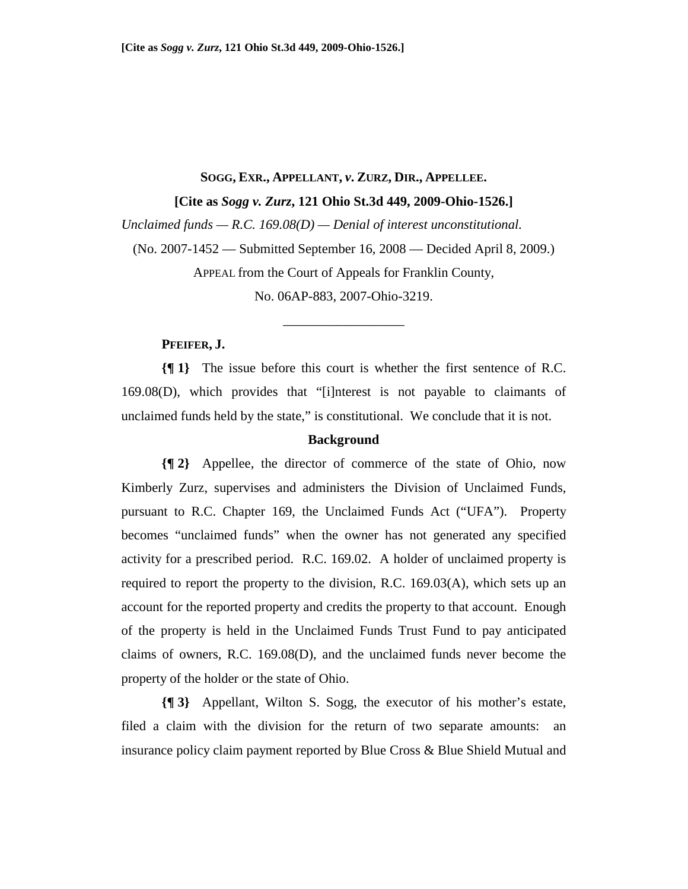**[Cite as *Sogg v. Zurz*, 121 Ohio St.3d 449, 2009-Ohio-1526.]**

**SOGG, EXR., APPELLANT, *v.* ZURZ, DIR., APPELLEE.**

**[Cite as *Sogg v. Zurz*, 121 Ohio St.3d 449, 2009-Ohio-1526.]**

*Unclaimed funds — R.C. 169.08(D) — Denial of interest unconstitutional.*

(No. 2007-1452 — Submitted September 16, 2008 — Decided April 8, 2009.)

APPEAL from the Court of Appeals for Franklin County,

No. 06AP-883, 2007-Ohio-3219.

---

**PFEIFER, J.**

**{¶ 1}** The issue before this court is whether the first sentence of R.C. 169.08(D), which provides that "[i]nterest is not payable to claimants of unclaimed funds held by the state," is constitutional. We conclude that it is not.

**Background**

**{¶ 2}** Appellee, the director of commerce of the state of Ohio, now Kimberly Zurz, supervises and administers the Division of Unclaimed Funds, pursuant to R.C. Chapter 169, the Unclaimed Funds Act ("UFA"). Property becomes "unclaimed funds" when the owner has not generated any specified activity for a prescribed period. R.C. 169.02. A holder of unclaimed property is required to report the property to the division, R.C. 169.03(A), which sets up an account for the reported property and credits the property to that account. Enough of the property is held in the Unclaimed Funds Trust Fund to pay anticipated claims of owners, R.C. 169.08(D), and the unclaimed funds never become the property of the holder or the state of Ohio.

**{¶ 3}** Appellant, Wilton S. Sogg, the executor of his mother's estate, filed a claim with the division for the return of two separate amounts: an insurance policy claim payment reported by Blue Cross & Blue Shield Mutual and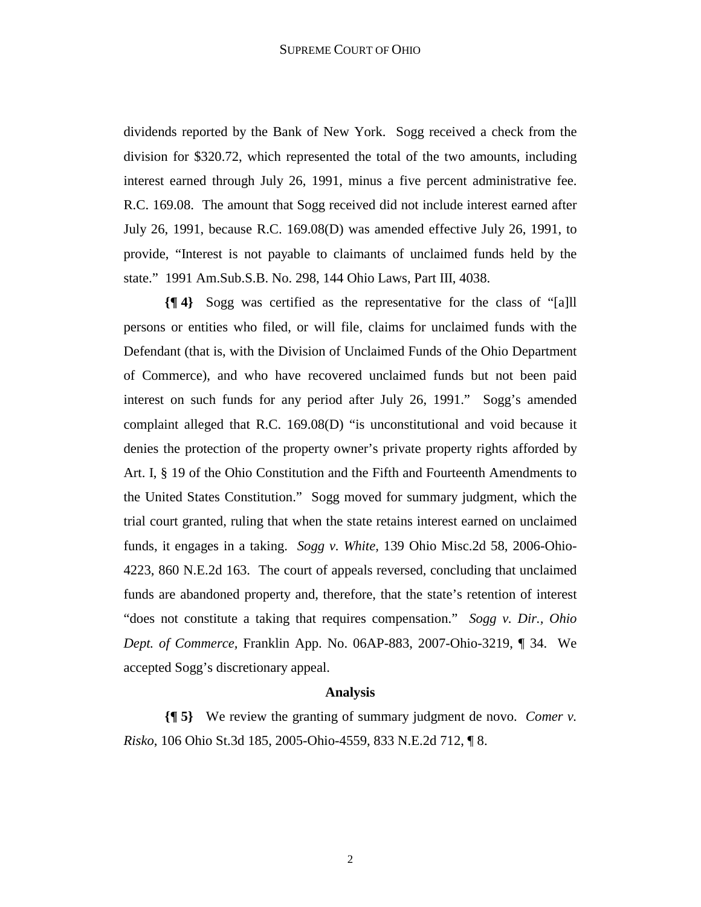dividends reported by the Bank of New York. Sogg received a check from the division for $320.72, which represented the total of the two amounts, including interest earned through July 26, 1991, minus a five percent administrative fee. R.C. 169.08. The amount that Sogg received did not include interest earned after July 26, 1991, because R.C. 169.08(D) was amended effective July 26, 1991, to provide, "Interest is not payable to claimants of unclaimed funds held by the state." 1991 Am.Sub.S.B. No. 298, 144 Ohio Laws, Part III, 4038.

**{¶ 4}** Sogg was certified as the representative for the class of "[a]ll persons or entities who filed, or will file, claims for unclaimed funds with the Defendant (that is, with the Division of Unclaimed Funds of the Ohio Department of Commerce), and who have recovered unclaimed funds but not been paid interest on such funds for any period after July 26, 1991." Sogg's amended complaint alleged that R.C. 169.08(D) "is unconstitutional and void because it denies the protection of the property owner's private property rights afforded by Art. I, § 19 of the Ohio Constitution and the Fifth and Fourteenth Amendments to the United States Constitution." Sogg moved for summary judgment, which the trial court granted, ruling that when the state retains interest earned on unclaimed funds, it engages in a taking. *Sogg v. White*, 139 Ohio Misc.2d 58, 2006-Ohio-4223, 860 N.E.2d 163. The court of appeals reversed, concluding that unclaimed funds are abandoned property and, therefore, that the state's retention of interest "does not constitute a taking that requires compensation." *Sogg v. Dir., Ohio Dept. of Commerce*, Franklin App. No. 06AP-883, 2007-Ohio-3219, ¶ 34. We accepted Sogg's discretionary appeal.

## Analysis

**{¶ 5}** We review the granting of summary judgment de novo. *Comer v. Risko*, 106 Ohio St.3d 185, 2005-Ohio-4559, 833 N.E.2d 712, ¶ 8.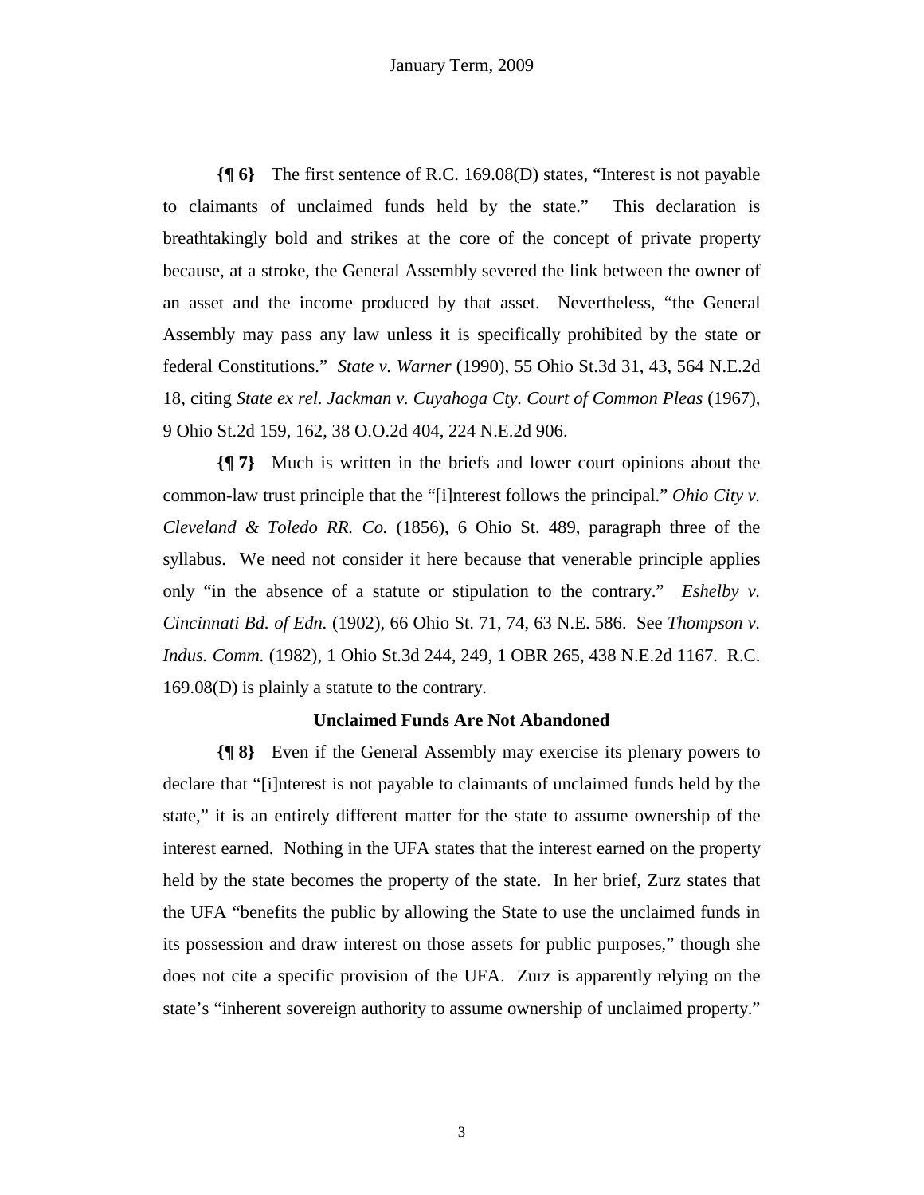**{¶ 6}** The first sentence of R.C. 169.08(D) states, "Interest is not payable to claimants of unclaimed funds held by the state." This declaration is breathtakingly bold and strikes at the core of the concept of private property because, at a stroke, the General Assembly severed the link between the owner of an asset and the income produced by that asset. Nevertheless, "the General Assembly may pass any law unless it is specifically prohibited by the state or federal Constitutions." *State v. Warner* (1990), 55 Ohio St.3d 31, 43, 564 N.E.2d 18, citing *State ex rel. Jackman v. Cuyahoga Cty. Court of Common Pleas* (1967), 9 Ohio St.2d 159, 162, 38 O.O.2d 404, 224 N.E.2d 906.

**{¶ 7}** Much is written in the briefs and lower court opinions about the common-law trust principle that the "[i]nterest follows the principal." *Ohio City v. Cleveland & Toledo RR. Co.* (1856), 6 Ohio St. 489, paragraph three of the syllabus. We need not consider it here because that venerable principle applies only "in the absence of a statute or stipulation to the contrary." *Eshelby v. Cincinnati Bd. of Edn.* (1902), 66 Ohio St. 71, 74, 63 N.E. 586. See *Thompson v. Indus. Comm.* (1982), 1 Ohio St.3d 244, 249, 1 OBR 265, 438 N.E.2d 1167. R.C. 169.08(D) is plainly a statute to the contrary.

**Unclaimed Funds Are Not Abandoned**

**{¶ 8}** Even if the General Assembly may exercise its plenary powers to declare that "[i]nterest is not payable to claimants of unclaimed funds held by the state," it is an entirely different matter for the state to assume ownership of the interest earned. Nothing in the UFA states that the interest earned on the property held by the state becomes the property of the state. In her brief, Zurz states that the UFA "benefits the public by allowing the State to use the unclaimed funds in its possession and draw interest on those assets for public purposes," though she does not cite a specific provision of the UFA. Zurz is apparently relying on the state's "inherent sovereign authority to assume ownership of unclaimed property."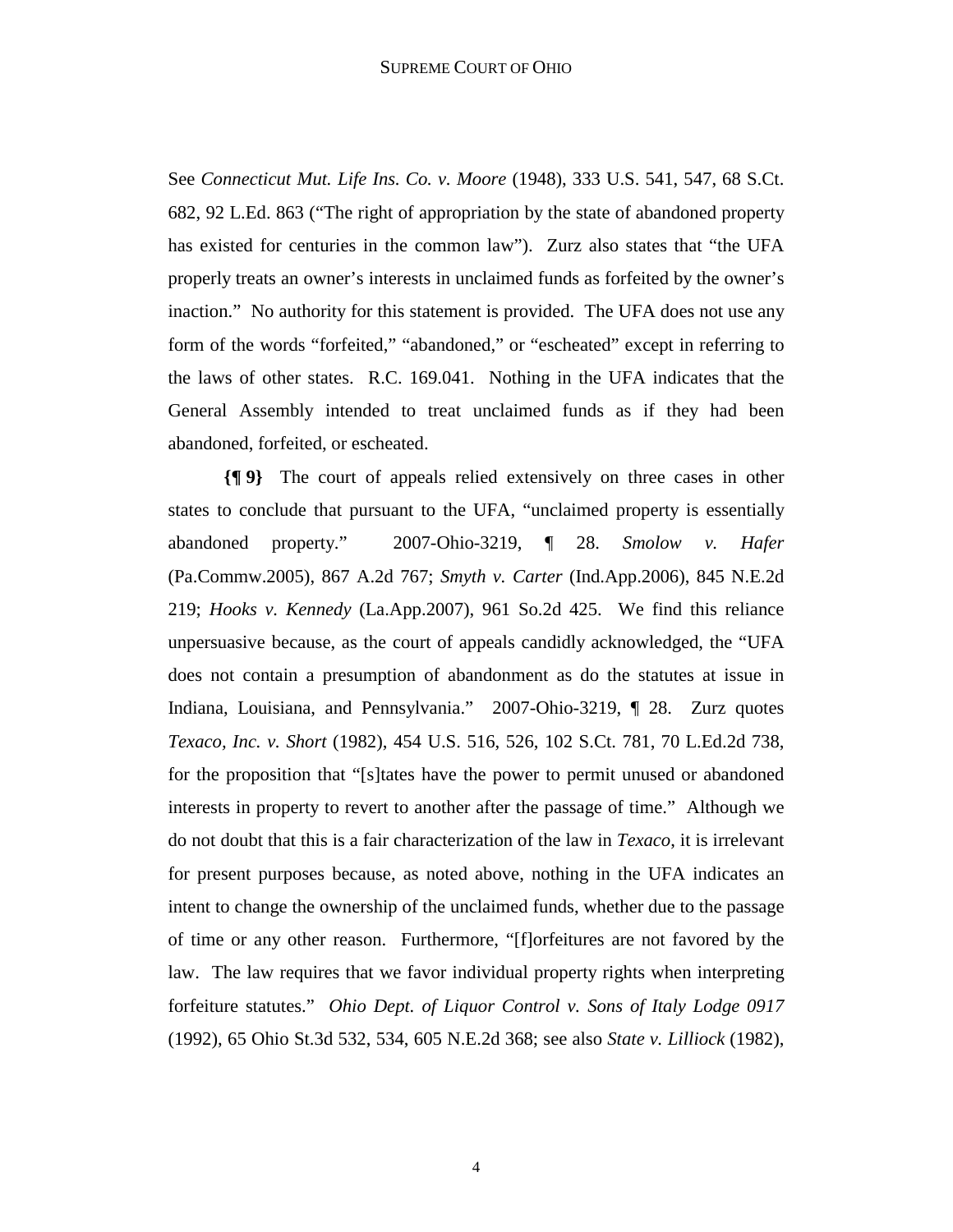See *Connecticut Mut. Life Ins. Co. v. Moore* (1948), 333 U.S. 541, 547, 68 S.Ct. 682, 92 L.Ed. 863 ("The right of appropriation by the state of abandoned property has existed for centuries in the common law"). Zurz also states that "the UFA properly treats an owner's interests in unclaimed funds as forfeited by the owner's inaction." No authority for this statement is provided. The UFA does not use any form of the words "forfeited," "abandoned," or "escheated" except in referring to the laws of other states. R.C. 169.041. Nothing in the UFA indicates that the General Assembly intended to treat unclaimed funds as if they had been abandoned, forfeited, or escheated.

**{¶ 9}** The court of appeals relied extensively on three cases in other states to conclude that pursuant to the UFA, "unclaimed property is essentially abandoned property." 2007-Ohio-3219, ¶ 28. *Smolow v. Hafer* (Pa.Commw.2005), 867 A.2d 767; *Smyth v. Carter* (Ind.App.2006), 845 N.E.2d 219; *Hooks v. Kennedy* (La.App.2007), 961 So.2d 425. We find this reliance unpersuasive because, as the court of appeals candidly acknowledged, the "UFA does not contain a presumption of abandonment as do the statutes at issue in Indiana, Louisiana, and Pennsylvania." 2007-Ohio-3219, ¶ 28. Zurz quotes *Texaco, Inc. v. Short* (1982), 454 U.S. 516, 526, 102 S.Ct. 781, 70 L.Ed.2d 738, for the proposition that "[s]tates have the power to permit unused or abandoned interests in property to revert to another after the passage of time." Although we do not doubt that this is a fair characterization of the law in *Texaco*, it is irrelevant for present purposes because, as noted above, nothing in the UFA indicates an intent to change the ownership of the unclaimed funds, whether due to the passage of time or any other reason. Furthermore, "[f]orfeitures are not favored by the law. The law requires that we favor individual property rights when interpreting forfeiture statutes." *Ohio Dept. of Liquor Control v. Sons of Italy Lodge 0917* (1992), 65 Ohio St.3d 532, 534, 605 N.E.2d 368; see also *State v. Lilliock* (1982),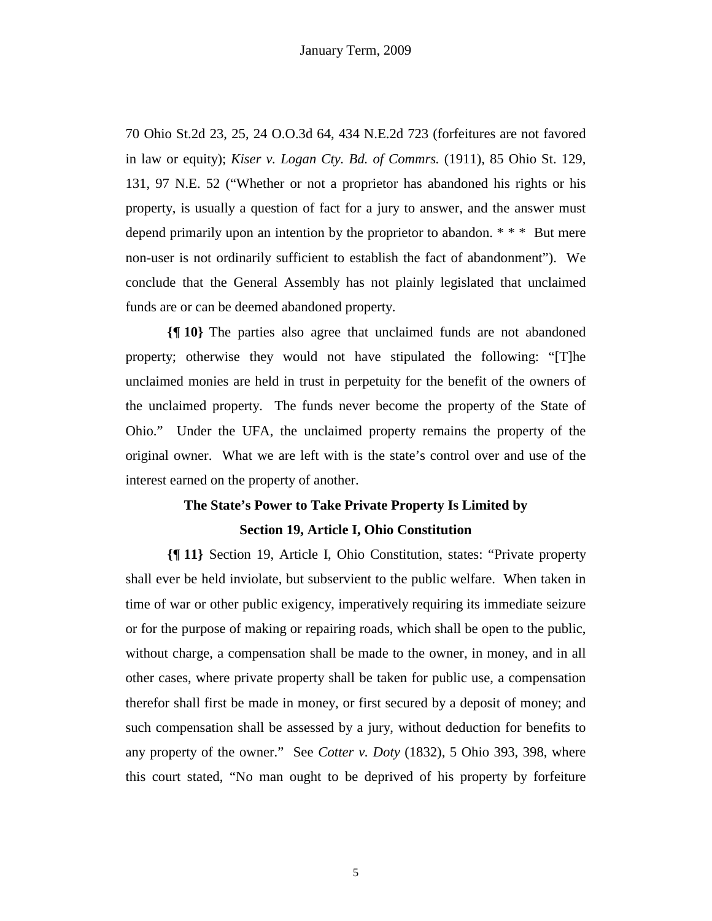70 Ohio St.2d 23, 25, 24 O.O.3d 64, 434 N.E.2d 723 (forfeitures are not favored in law or equity); *Kiser v. Logan Cty. Bd. of Commrs.* (1911), 85 Ohio St. 129, 131, 97 N.E. 52 ("Whether or not a proprietor has abandoned his rights or his property, is usually a question of fact for a jury to answer, and the answer must depend primarily upon an intention by the proprietor to abandon. * * * But mere non-user is not ordinarily sufficient to establish the fact of abandonment"). We conclude that the General Assembly has not plainly legislated that unclaimed funds are or can be deemed abandoned property.

**{¶ 10}** The parties also agree that unclaimed funds are not abandoned property; otherwise they would not have stipulated the following: "[T]he unclaimed monies are held in trust in perpetuity for the benefit of the owners of the unclaimed property. The funds never become the property of the State of Ohio." Under the UFA, the unclaimed property remains the property of the original owner. What we are left with is the state's control over and use of the interest earned on the property of another.

**The State's Power to Take Private Property Is Limited by Section 19, Article I, Ohio Constitution**

**{¶ 11}** Section 19, Article I, Ohio Constitution, states: "Private property shall ever be held inviolate, but subservient to the public welfare. When taken in time of war or other public exigency, imperatively requiring its immediate seizure or for the purpose of making or repairing roads, which shall be open to the public, without charge, a compensation shall be made to the owner, in money, and in all other cases, where private property shall be taken for public use, a compensation therefor shall first be made in money, or first secured by a deposit of money; and such compensation shall be assessed by a jury, without deduction for benefits to any property of the owner." See *Cotter v. Doty* (1832), 5 Ohio 393, 398, where this court stated, "No man ought to be deprived of his property by forfeiture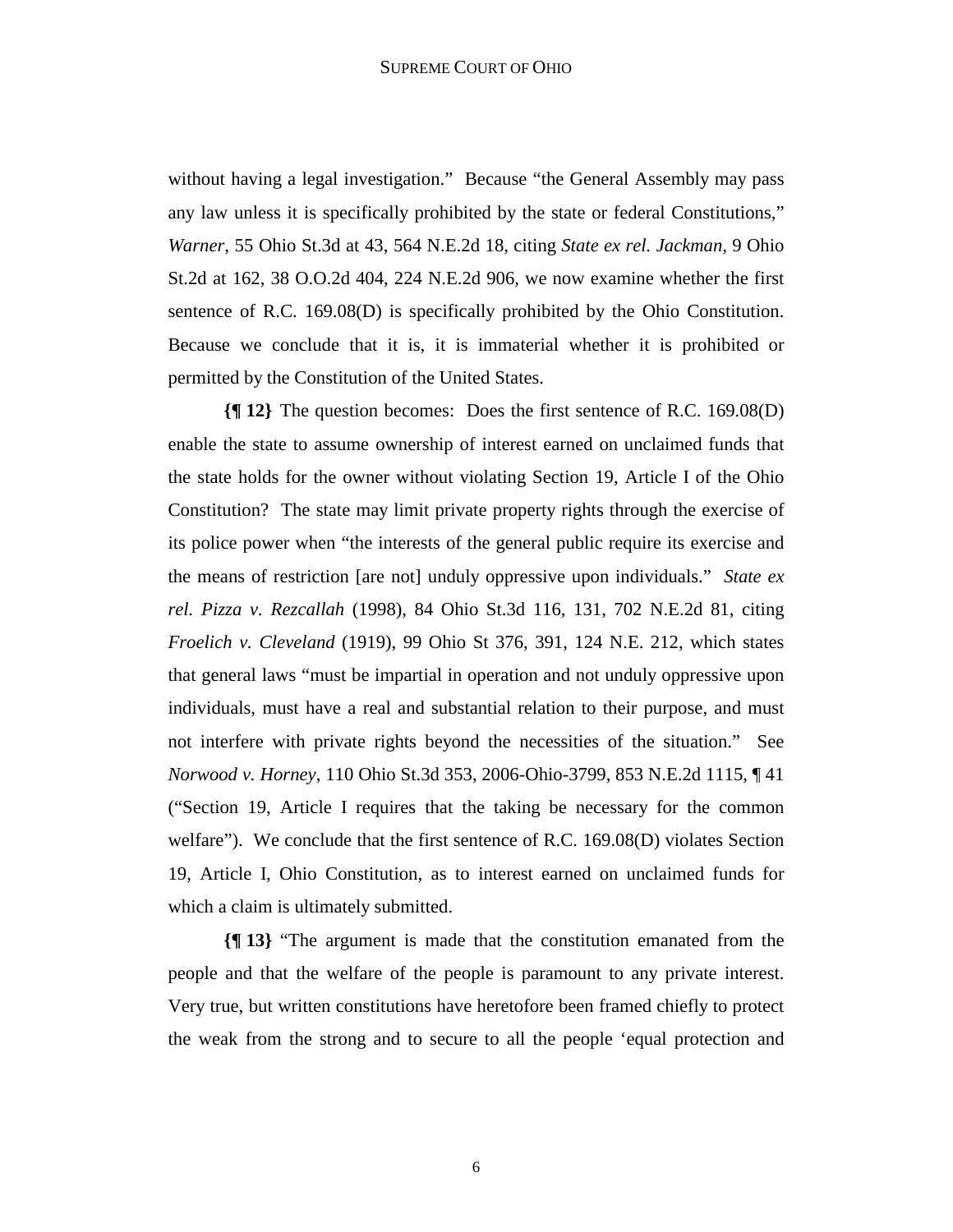without having a legal investigation." Because "the General Assembly may pass any law unless it is specifically prohibited by the state or federal Constitutions," *Warner*, 55 Ohio St.3d at 43, 564 N.E.2d 18, citing *State ex rel. Jackman*, 9 Ohio St.2d at 162, 38 O.O.2d 404, 224 N.E.2d 906, we now examine whether the first sentence of R.C. 169.08(D) is specifically prohibited by the Ohio Constitution. Because we conclude that it is, it is immaterial whether it is prohibited or permitted by the Constitution of the United States.

**{¶ 12}** The question becomes: Does the first sentence of R.C. 169.08(D) enable the state to assume ownership of interest earned on unclaimed funds that the state holds for the owner without violating Section 19, Article I of the Ohio Constitution? The state may limit private property rights through the exercise of its police power when "the interests of the general public require its exercise and the means of restriction [are not] unduly oppressive upon individuals." *State ex rel. Pizza v. Rezcallah* (1998), 84 Ohio St.3d 116, 131, 702 N.E.2d 81, citing *Froelich v. Cleveland* (1919), 99 Ohio St 376, 391, 124 N.E. 212, which states that general laws "must be impartial in operation and not unduly oppressive upon individuals, must have a real and substantial relation to their purpose, and must not interfere with private rights beyond the necessities of the situation." See *Norwood v. Horney*, 110 Ohio St.3d 353, 2006-Ohio-3799, 853 N.E.2d 1115, ¶ 41 ("Section 19, Article I requires that the taking be necessary for the common welfare"). We conclude that the first sentence of R.C. 169.08(D) violates Section 19, Article I, Ohio Constitution, as to interest earned on unclaimed funds for which a claim is ultimately submitted.

**{¶ 13}** "The argument is made that the constitution emanated from the people and that the welfare of the people is paramount to any private interest. Very true, but written constitutions have heretofore been framed chiefly to protect the weak from the strong and to secure to all the people 'equal protection and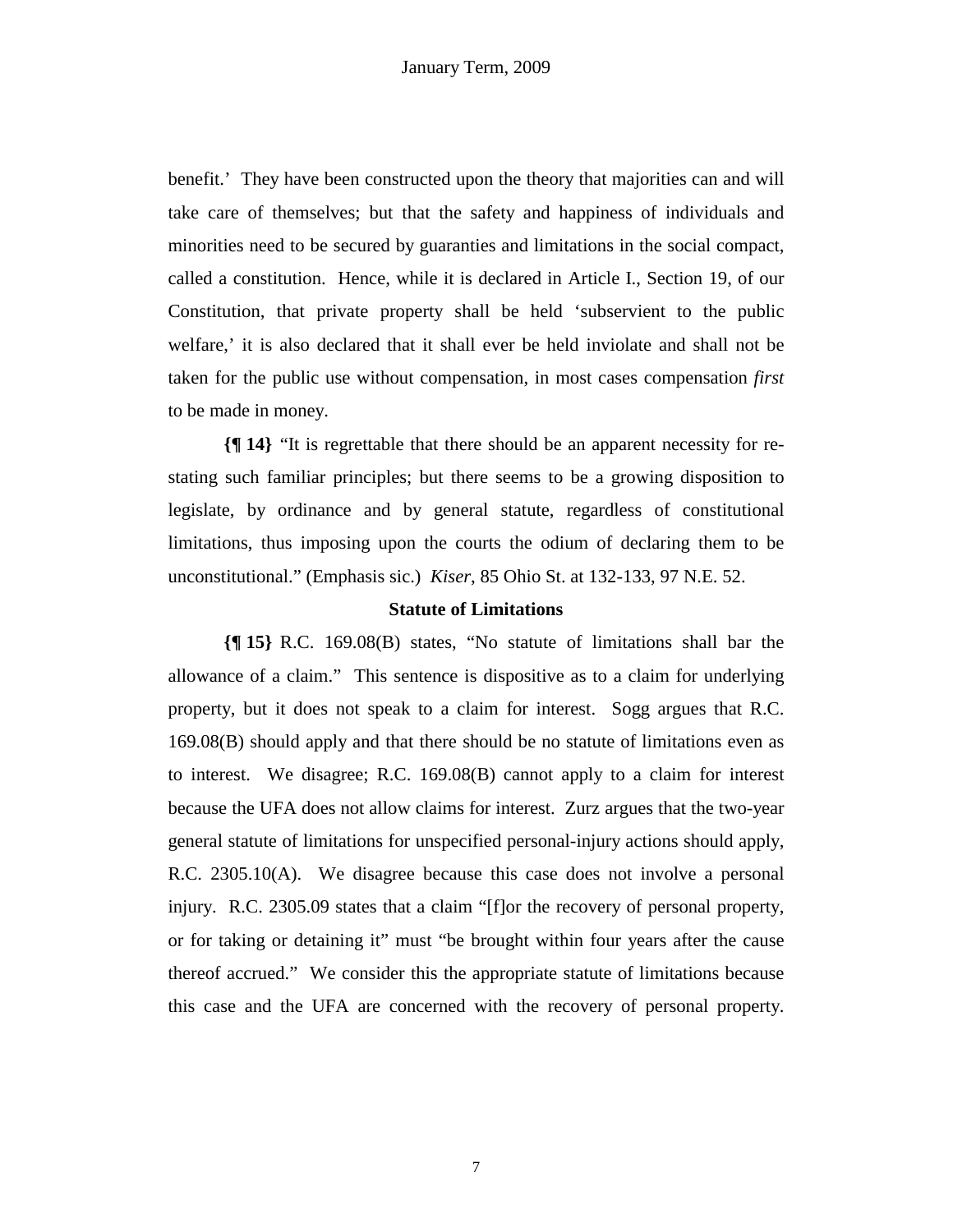benefit.' They have been constructed upon the theory that majorities can and will take care of themselves; but that the safety and happiness of individuals and minorities need to be secured by guaranties and limitations in the social compact, called a constitution. Hence, while it is declared in Article I., Section 19, of our Constitution, that private property shall be held 'subservient to the public welfare,' it is also declared that it shall ever be held inviolate and shall not be taken for the public use without compensation, in most cases compensation *first* to be made in money.

**{¶ 14}** "It is regrettable that there should be an apparent necessity for re-stating such familiar principles; but there seems to be a growing disposition to legislate, by ordinance and by general statute, regardless of constitutional limitations, thus imposing upon the courts the odium of declaring them to be unconstitutional." (Emphasis sic.) *Kiser*, 85 Ohio St. at 132-133, 97 N.E. 52.

**Statute of Limitations**

**{¶ 15}** R.C. 169.08(B) states, "No statute of limitations shall bar the allowance of a claim." This sentence is dispositive as to a claim for underlying property, but it does not speak to a claim for interest. Sogg argues that R.C. 169.08(B) should apply and that there should be no statute of limitations even as to interest. We disagree; R.C. 169.08(B) cannot apply to a claim for interest because the UFA does not allow claims for interest. Zurz argues that the two-year general statute of limitations for unspecified personal-injury actions should apply, R.C. 2305.10(A). We disagree because this case does not involve a personal injury. R.C. 2305.09 states that a claim "[f]or the recovery of personal property, or for taking or detaining it" must "be brought within four years after the cause thereof accrued." We consider this the appropriate statute of limitations because this case and the UFA are concerned with the recovery of personal property.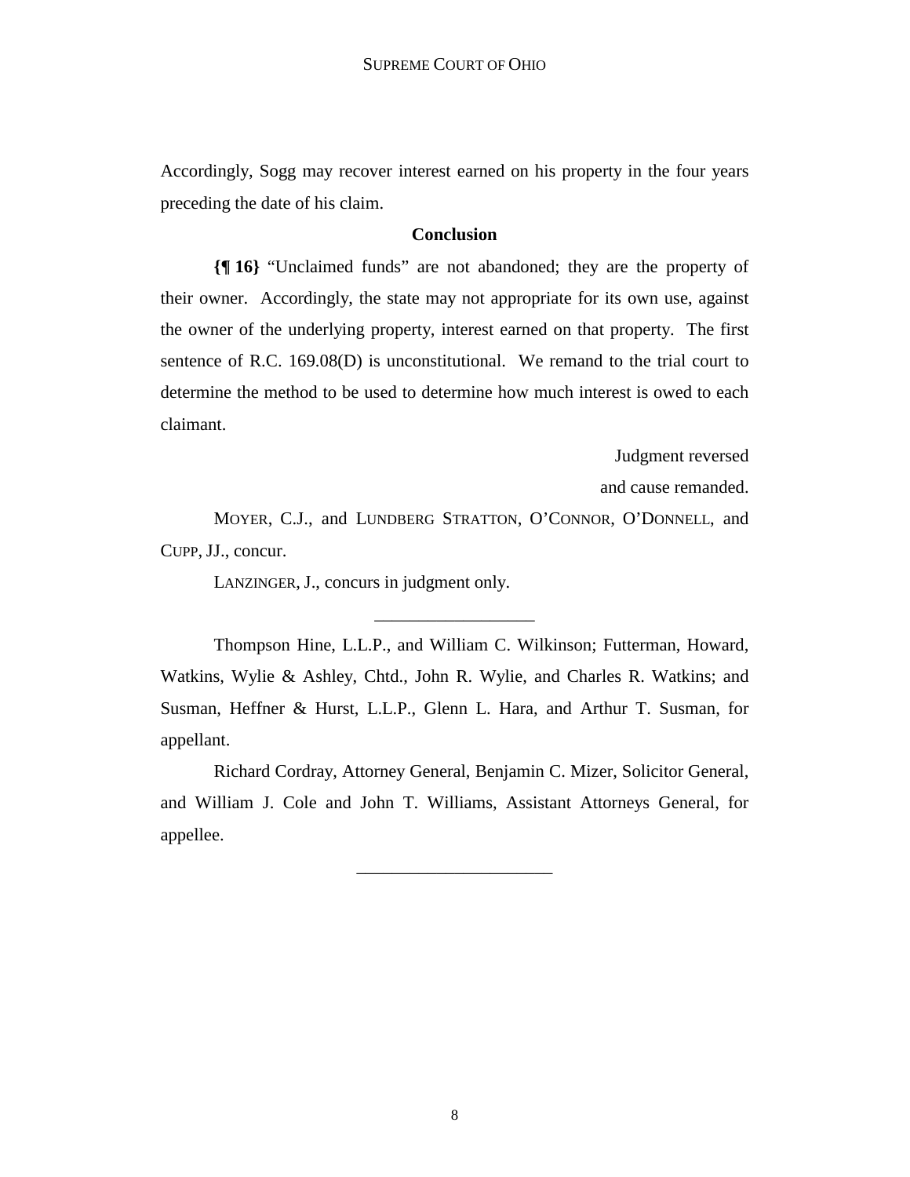Accordingly, Sogg may recover interest earned on his property in the four years preceding the date of his claim.

**Conclusion**

**{¶ 16}** "Unclaimed funds" are not abandoned; they are the property of their owner. Accordingly, the state may not appropriate for its own use, against the owner of the underlying property, interest earned on that property. The first sentence of R.C. 169.08(D) is unconstitutional. We remand to the trial court to determine the method to be used to determine how much interest is owed to each claimant.

Judgment reversed
and cause remanded.

MOYER, C.J., and LUNDBERG STRATTON, O'CONNOR, O'DONNELL, and CUPP, JJ., concur.

LANZINGER, J., concurs in judgment only.

---

Thompson Hine, L.L.P., and William C. Wilkinson; Futterman, Howard, Watkins, Wylie & Ashley, Chtd., John R. Wylie, and Charles R. Watkins; and Susman, Heffner & Hurst, L.L.P., Glenn L. Hara, and Arthur T. Susman, for appellant.

Richard Cordray, Attorney General, Benjamin C. Mizer, Solicitor General, and William J. Cole and John T. Williams, Assistant Attorneys General, for appellee.

---